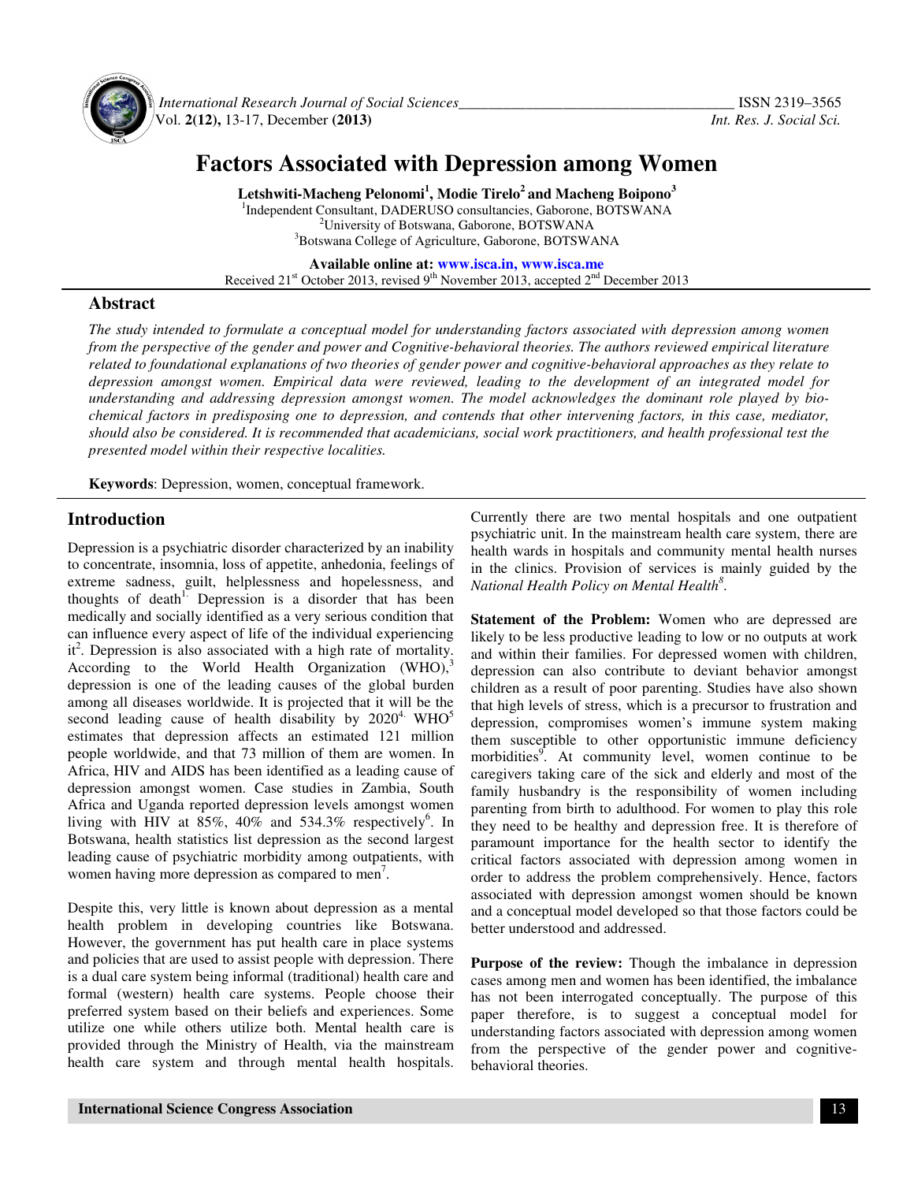# Factors Associated with Depression among Women

**Letshwiti-Macheng Pelonomi[1], Modie Tirelo[2] and Macheng Boipono[3]**

[1]Independent Consultant, DADERUSO consultancies, Gaborone, BOTSWANA
[2]University of Botswana, Gaborone, BOTSWANA
[3]Botswana College of Agriculture, Gaborone, BOTSWANA

**Available online at: www.isca.in, www.isca.me**
Received 21st October 2013, revised 9th November 2013, accepted 2nd December 2013

## Abstract

*The study intended to formulate a conceptual model for understanding factors associated with depression among women from the perspective of the gender and power and Cognitive-behavioral theories. The authors reviewed empirical literature related to foundational explanations of two theories of gender power and cognitive-behavioral approaches as they relate to depression amongst women. Empirical data were reviewed, leading to the development of an integrated model for understanding and addressing depression amongst women. The model acknowledges the dominant role played by bio-chemical factors in predisposing one to depression, and contends that other intervening factors, in this case, mediator, should also be considered. It is recommended that academicians, social work practitioners, and health professional test the presented model within their respective localities.*

**Keywords**: Depression, women, conceptual framework.

## Introduction

Depression is a psychiatric disorder characterized by an inability to concentrate, insomnia, loss of appetite, anhedonia, feelings of extreme sadness, guilt, helplessness and hopelessness, and thoughts of death[1]. Depression is a disorder that has been medically and socially identified as a very serious condition that can influence every aspect of life of the individual experiencing it[2]. Depression is also associated with a high rate of mortality. According to the World Health Organization (WHO),[3] depression is one of the leading causes of the global burden among all diseases worldwide. It is projected that it will be the second leading cause of health disability by 2020[4]. WHO[5] estimates that depression affects an estimated 121 million people worldwide, and that 73 million of them are women. In Africa, HIV and AIDS has been identified as a leading cause of depression amongst women. Case studies in Zambia, South Africa and Uganda reported depression levels amongst women living with HIV at 85%, 40% and 534.3% respectively[6]. In Botswana, health statistics list depression as the second largest leading cause of psychiatric morbidity among outpatients, with women having more depression as compared to men[7].

Despite this, very little is known about depression as a mental health problem in developing countries like Botswana. However, the government has put health care in place systems and policies that are used to assist people with depression. There is a dual care system being informal (traditional) health care and formal (western) health care systems. People choose their preferred system based on their beliefs and experiences. Some utilize one while others utilize both. Mental health care is provided through the Ministry of Health, via the mainstream health care system and through mental health hospitals. Currently there are two mental hospitals and one outpatient psychiatric unit. In the mainstream health care system, there are health wards in hospitals and community mental health nurses in the clinics. Provision of services is mainly guided by the *National Health Policy on Mental Health*[8].

**Statement of the Problem:** Women who are depressed are likely to be less productive leading to low or no outputs at work and within their families. For depressed women with children, depression can also contribute to deviant behavior amongst children as a result of poor parenting. Studies have also shown that high levels of stress, which is a precursor to frustration and depression, compromises women's immune system making them susceptible to other opportunistic immune deficiency morbidities[9]. At community level, women continue to be caregivers taking care of the sick and elderly and most of the family husbandry is the responsibility of women including parenting from birth to adulthood. For women to play this role they need to be healthy and depression free. It is therefore of paramount importance for the health sector to identify the critical factors associated with depression among women in order to address the problem comprehensively. Hence, factors associated with depression amongst women should be known and a conceptual model developed so that those factors could be better understood and addressed.

**Purpose of the review:** Though the imbalance in depression cases among men and women has been identified, the imbalance has not been interrogated conceptually. The purpose of this paper therefore, is to suggest a conceptual model for understanding factors associated with depression among women from the perspective of the gender power and cognitive-behavioral theories.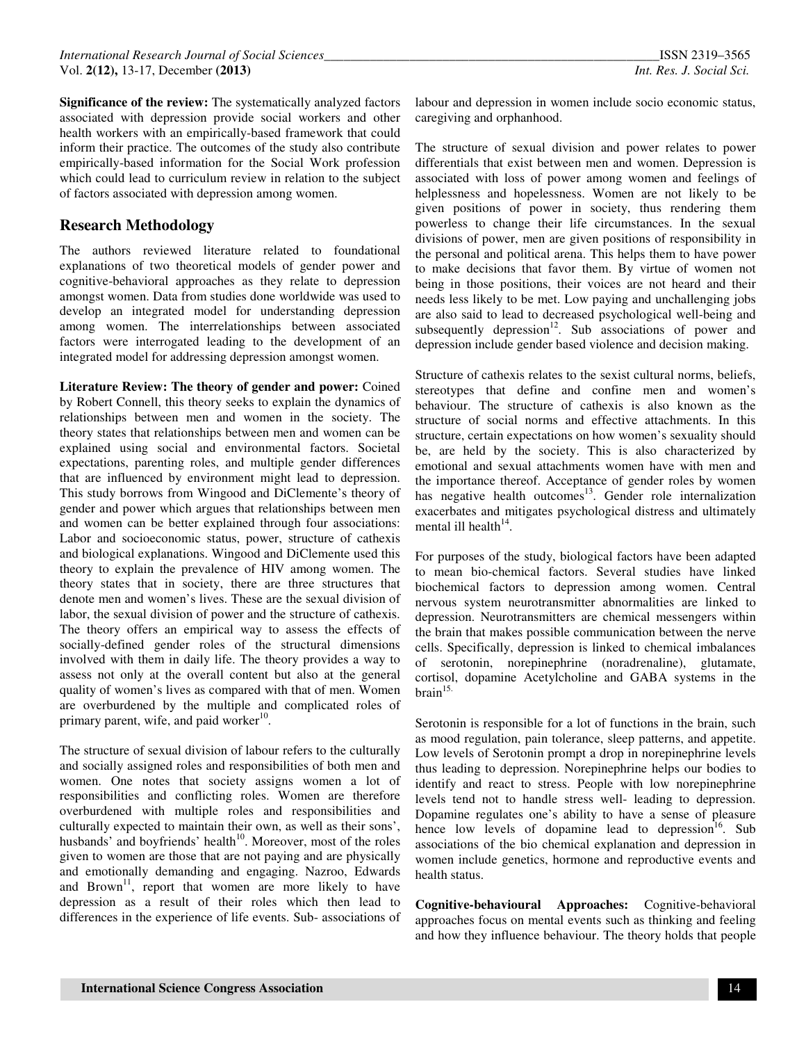**Significance of the review:** The systematically analyzed factors associated with depression provide social workers and other health workers with an empirically-based framework that could inform their practice. The outcomes of the study also contribute empirically-based information for the Social Work profession which could lead to curriculum review in relation to the subject of factors associated with depression among women.

## Research Methodology

The authors reviewed literature related to foundational explanations of two theoretical models of gender power and cognitive-behavioral approaches as they relate to depression amongst women. Data from studies done worldwide was used to develop an integrated model for understanding depression among women. The interrelationships between associated factors were interrogated leading to the development of an integrated model for addressing depression amongst women.

**Literature Review: The theory of gender and power:** Coined by Robert Connell, this theory seeks to explain the dynamics of relationships between men and women in the society. The theory states that relationships between men and women can be explained using social and environmental factors. Societal expectations, parenting roles, and multiple gender differences that are influenced by environment might lead to depression. This study borrows from Wingood and DiClemente's theory of gender and power which argues that relationships between men and women can be better explained through four associations: Labor and socioeconomic status, power, structure of cathexis and biological explanations. Wingood and DiClemente used this theory to explain the prevalence of HIV among women. The theory states that in society, there are three structures that denote men and women's lives. These are the sexual division of labor, the sexual division of power and the structure of cathexis. The theory offers an empirical way to assess the effects of socially-defined gender roles of the structural dimensions involved with them in daily life. The theory provides a way to assess not only at the overall content but also at the general quality of women's lives as compared with that of men. Women are overburdened by the multiple and complicated roles of primary parent, wife, and paid worker[10].

The structure of sexual division of labour refers to the culturally and socially assigned roles and responsibilities of both men and women. One notes that society assigns women a lot of responsibilities and conflicting roles. Women are therefore overburdened with multiple roles and responsibilities and culturally expected to maintain their own, as well as their sons', husbands' and boyfriends' health[10]. Moreover, most of the roles given to women are those that are not paying and are physically and emotionally demanding and engaging. Nazroo, Edwards and Brown[11], report that women are more likely to have depression as a result of their roles which then lead to differences in the experience of life events. Sub- associations of labour and depression in women include socio economic status, caregiving and orphanhood.

The structure of sexual division and power relates to power differentials that exist between men and women. Depression is associated with loss of power among women and feelings of helplessness and hopelessness. Women are not likely to be given positions of power in society, thus rendering them powerless to change their life circumstances. In the sexual divisions of power, men are given positions of responsibility in the personal and political arena. This helps them to have power to make decisions that favor them. By virtue of women not being in those positions, their voices are not heard and their needs less likely to be met. Low paying and unchallenging jobs are also said to lead to decreased psychological well-being and subsequently depression[12]. Sub associations of power and depression include gender based violence and decision making.

Structure of cathexis relates to the sexist cultural norms, beliefs, stereotypes that define and confine men and women's behaviour. The structure of cathexis is also known as the structure of social norms and effective attachments. In this structure, certain expectations on how women's sexuality should be, are held by the society. This is also characterized by emotional and sexual attachments women have with men and the importance thereof. Acceptance of gender roles by women has negative health outcomes[13]. Gender role internalization exacerbates and mitigates psychological distress and ultimately mental ill health[14].

For purposes of the study, biological factors have been adapted to mean bio-chemical factors. Several studies have linked biochemical factors to depression among women. Central nervous system neurotransmitter abnormalities are linked to depression. Neurotransmitters are chemical messengers within the brain that makes possible communication between the nerve cells. Specifically, depression is linked to chemical imbalances of serotonin, norepinephrine (noradrenaline), glutamate, cortisol, dopamine Acetylcholine and GABA systems in the brain[15].

Serotonin is responsible for a lot of functions in the brain, such as mood regulation, pain tolerance, sleep patterns, and appetite. Low levels of Serotonin prompt a drop in norepinephrine levels thus leading to depression. Norepinephrine helps our bodies to identify and react to stress. People with low norepinephrine levels tend not to handle stress well- leading to depression. Dopamine regulates one's ability to have a sense of pleasure hence low levels of dopamine lead to depression[16]. Sub associations of the bio chemical explanation and depression in women include genetics, hormone and reproductive events and health status.

**Cognitive-behavioural Approaches:** Cognitive-behavioral approaches focus on mental events such as thinking and feeling and how they influence behaviour. The theory holds that people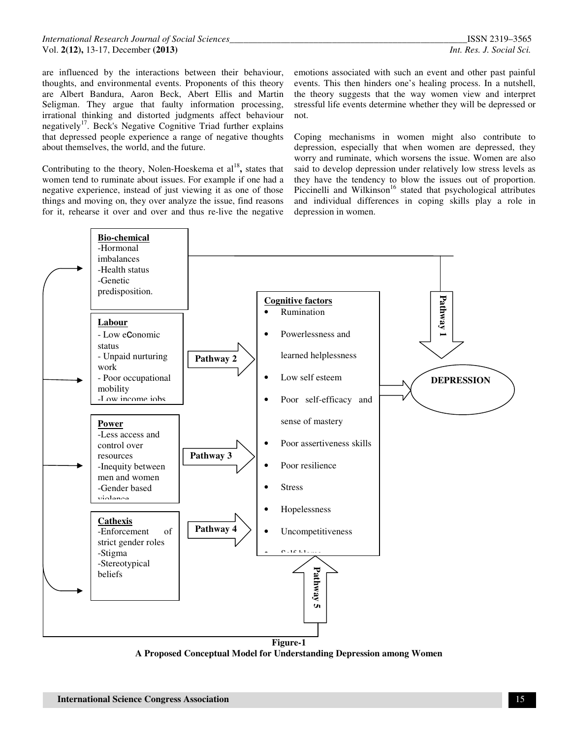are influenced by the interactions between their behaviour, thoughts, and environmental events. Proponents of this theory are Albert Bandura, Aaron Beck, Abert Ellis and Martin Seligman. They argue that faulty information processing, irrational thinking and distorted judgments affect behaviour negatively[17]. Beck's Negative Cognitive Triad further explains that depressed people experience a range of negative thoughts about themselves, the world, and the future.

Contributing to the theory, Nolen-Hoeskema et al[18], states that women tend to ruminate about issues. For example if one had a negative experience, instead of just viewing it as one of those things and moving on, they over analyze the issue, find reasons for it, rehearse it over and over and thus re-live the negative emotions associated with such an event and other past painful events. This then hinders one's healing process. In a nutshell, the theory suggests that the way women view and interpret stressful life events determine whether they will be depressed or not.

Coping mechanisms in women might also contribute to depression, especially that when women are depressed, they worry and ruminate, which worsens the issue. Women are also said to develop depression under relatively low stress levels as they have the tendency to blow the issues out of proportion. Piccinelli and Wilkinson[16] stated that psychological attributes and individual differences in coping skills play a role in depression in women.

**Bio-chemical**
- Hormonal imbalances
- Health status
- Genetic predisposition.

**Labour**
- Low economic status
- Unpaid nurturing work
- Poor occupational mobility
- Low income jobs

**Power**
- Less access and control over resources
- Inequity between men and women
- Gender based violence

**Cathexis**
- Enforcement of strict gender roles
- Stigma
- Stereotypical beliefs

Pathway 1, Pathway 2, Pathway 3, Pathway 4, Pathway 5

**Cognitive factors**
- Rumination
- Powerlessness and learned helplessness
- Low self esteem
- Poor self-efficacy and sense of mastery
- Poor assertiveness skills
- Poor resilience
- Stress
- Hopelessness
- Uncompetitiveness
- Self blame

**DEPRESSION**

**Figure-1**
**A Proposed Conceptual Model for Understanding Depression among Women**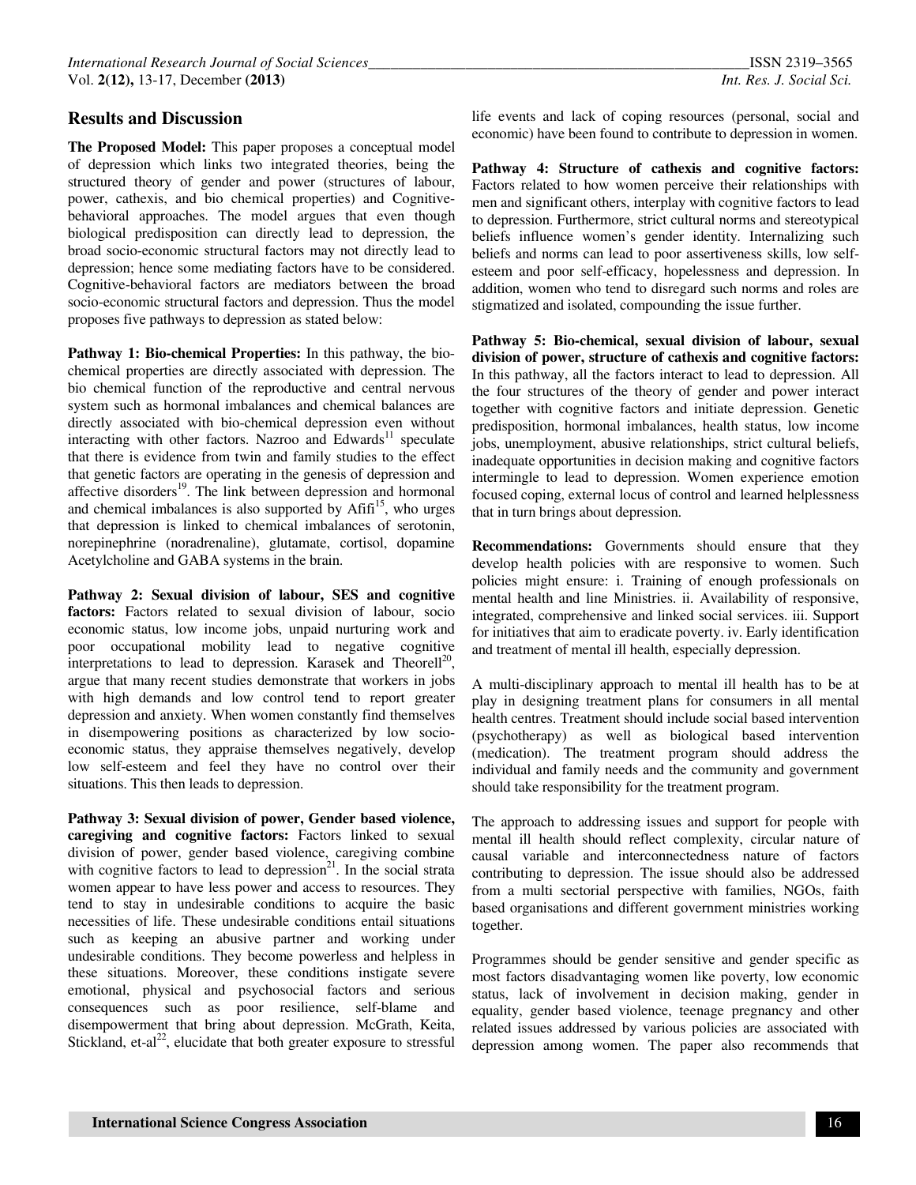## Results and Discussion

**The Proposed Model:** This paper proposes a conceptual model of depression which links two integrated theories, being the structured theory of gender and power (structures of labour, power, cathexis, and bio chemical properties) and Cognitive-behavioral approaches. The model argues that even though biological predisposition can directly lead to depression, the broad socio-economic structural factors may not directly lead to depression; hence some mediating factors have to be considered. Cognitive-behavioral factors are mediators between the broad socio-economic structural factors and depression. Thus the model proposes five pathways to depression as stated below:

**Pathway 1: Bio-chemical Properties:** In this pathway, the bio-chemical properties are directly associated with depression. The bio chemical function of the reproductive and central nervous system such as hormonal imbalances and chemical balances are directly associated with bio-chemical depression even without interacting with other factors. Nazroo and Edwards[11] speculate that there is evidence from twin and family studies to the effect that genetic factors are operating in the genesis of depression and affective disorders[19]. The link between depression and hormonal and chemical imbalances is also supported by Afifi[15], who urges that depression is linked to chemical imbalances of serotonin, norepinephrine (noradrenaline), glutamate, cortisol, dopamine Acetylcholine and GABA systems in the brain.

**Pathway 2: Sexual division of labour, SES and cognitive factors:** Factors related to sexual division of labour, socio economic status, low income jobs, unpaid nurturing work and poor occupational mobility lead to negative cognitive interpretations to lead to depression. Karasek and Theorell[20], argue that many recent studies demonstrate that workers in jobs with high demands and low control tend to report greater depression and anxiety. When women constantly find themselves in disempowering positions as characterized by low socio-economic status, they appraise themselves negatively, develop low self-esteem and feel they have no control over their situations. This then leads to depression.

**Pathway 3: Sexual division of power, Gender based violence, caregiving and cognitive factors:** Factors linked to sexual division of power, gender based violence, caregiving combine with cognitive factors to lead to depression[21]. In the social strata women appear to have less power and access to resources. They tend to stay in undesirable conditions to acquire the basic necessities of life. These undesirable conditions entail situations such as keeping an abusive partner and working under undesirable conditions. They become powerless and helpless in these situations. Moreover, these conditions instigate severe emotional, physical and psychosocial factors and serious consequences such as poor resilience, self-blame and disempowerment that bring about depression. McGrath, Keita, Stickland, et-al[22], elucidate that both greater exposure to stressful life events and lack of coping resources (personal, social and economic) have been found to contribute to depression in women.

**Pathway 4: Structure of cathexis and cognitive factors:** Factors related to how women perceive their relationships with men and significant others, interplay with cognitive factors to lead to depression. Furthermore, strict cultural norms and stereotypical beliefs influence women's gender identity. Internalizing such beliefs and norms can lead to poor assertiveness skills, low self-esteem and poor self-efficacy, hopelessness and depression. In addition, women who tend to disregard such norms and roles are stigmatized and isolated, compounding the issue further.

**Pathway 5: Bio-chemical, sexual division of labour, sexual division of power, structure of cathexis and cognitive factors:** In this pathway, all the factors interact to lead to depression. All the four structures of the theory of gender and power interact together with cognitive factors and initiate depression. Genetic predisposition, hormonal imbalances, health status, low income jobs, unemployment, abusive relationships, strict cultural beliefs, inadequate opportunities in decision making and cognitive factors intermingle to lead to depression. Women experience emotion focused coping, external locus of control and learned helplessness that in turn brings about depression.

**Recommendations:** Governments should ensure that they develop health policies with are responsive to women. Such policies might ensure: i. Training of enough professionals on mental health and line Ministries. ii. Availability of responsive, integrated, comprehensive and linked social services. iii. Support for initiatives that aim to eradicate poverty. iv. Early identification and treatment of mental ill health, especially depression.

A multi-disciplinary approach to mental ill health has to be at play in designing treatment plans for consumers in all mental health centres. Treatment should include social based intervention (psychotherapy) as well as biological based intervention (medication). The treatment program should address the individual and family needs and the community and government should take responsibility for the treatment program.

The approach to addressing issues and support for people with mental ill health should reflect complexity, circular nature of causal variable and interconnectedness nature of factors contributing to depression. The issue should also be addressed from a multi sectorial perspective with families, NGOs, faith based organisations and different government ministries working together.

Programmes should be gender sensitive and gender specific as most factors disadvantaging women like poverty, low economic status, lack of involvement in decision making, gender in equality, gender based violence, teenage pregnancy and other related issues addressed by various policies are associated with depression among women. The paper also recommends that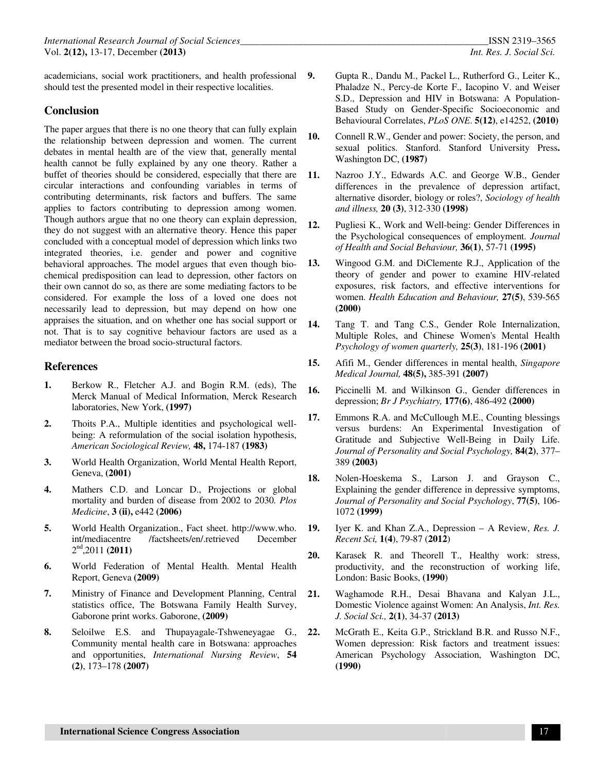academicians, social work practitioners, and health professional should test the presented model in their respective localities.

## Conclusion

The paper argues that there is no one theory that can fully explain the relationship between depression and women. The current debates in mental health are of the view that, generally mental health cannot be fully explained by any one theory. Rather a buffet of theories should be considered, especially that there are circular interactions and confounding variables in terms of contributing determinants, risk factors and buffers. The same applies to factors contributing to depression among women. Though authors argue that no one theory can explain depression, they do not suggest with an alternative theory. Hence this paper concluded with a conceptual model of depression which links two integrated theories, i.e. gender and power and cognitive behavioral approaches. The model argues that even though bio-chemical predisposition can lead to depression, other factors on their own cannot do so, as there are some mediating factors to be considered. For example the loss of a loved one does not necessarily lead to depression, but may depend on how one appraises the situation, and on whether one has social support or not. That is to say cognitive behaviour factors are used as a mediator between the broad socio-structural factors.

## References

1. Berkow R., Fletcher A.J. and Bogin R.M. (eds), The Merck Manual of Medical Information, Merck Research laboratories, New York, **(1997)**

2. Thoits P.A., Multiple identities and psychological well-being: A reformulation of the social isolation hypothesis, *American Sociological Review,* **48,** 174-187 **(1983)**

3. World Health Organization, World Mental Health Report, Geneva, **(2001)**

4. Mathers C.D. and Loncar D., Projections or global mortality and burden of disease from 2002 to 2030. *Plos Medicine*, **3 (ii),** e442 **(2006)**

5. World Health Organization., Fact sheet. http://www.who.int/mediacentre /factsheets/en/.retrieved December 2nd,2011 **(2011)**

6. World Federation of Mental Health. Mental Health Report, Geneva **(2009)**

7. Ministry of Finance and Development Planning, Central statistics office, The Botswana Family Health Survey, Gaborone print works. Gaborone, **(2009)**

8. Seloilwe E.S. and Thupayagale-Tshweneyagae G., Community mental health care in Botswana: approaches and opportunities, *International Nursing Review*, **54 (2)**, 173–178 **(2007)**

9. Gupta R., Dandu M., Packel L., Rutherford G., Leiter K., Phaladze N., Percy-de Korte F., Iacopino V. and Weiser S.D., Depression and HIV in Botswana: A Population-Based Study on Gender-Specific Socioeconomic and Behavioural Correlates, *PLoS ONE*. **5(12)**, e14252, **(2010)**

10. Connell R.W., Gender and power: Society, the person, and sexual politics. Stanford. Stanford University Press**.** Washington DC, **(1987)**

11. Nazroo J.Y., Edwards A.C. and George W.B., Gender differences in the prevalence of depression artifact, alternative disorder, biology or roles?, *Sociology of health and illness,* **20 (3)**, 312-330 **(1998)**

12. Pugliesi K., Work and Well-being: Gender Differences in the Psychological consequences of employment. *Journal of Health and Social Behaviour,* **36(1)**, 57-71 **(1995)**

13. Wingood G.M. and DiClemente R.J., Application of the theory of gender and power to examine HIV-related exposures, risk factors, and effective interventions for women. *Health Education and Behaviour,* **27(5)**, 539-565 **(2000)**

14. Tang T. and Tang C.S., Gender Role Internalization, Multiple Roles, and Chinese Women's Mental Health *Psychology of women quarterly,* **25(3)**, 181-196 **(2001)**

15. Afifi M., Gender differences in mental health, *Singapore Medical Journal,* **48(5),** 385-391 **(2007)**

16. Piccinelli M. and Wilkinson G., Gender differences in depression; *Br J Psychiatry,* **177(6)**, 486-492 **(2000)**

17. Emmons R.A. and McCullough M.E., Counting blessings versus burdens: An Experimental Investigation of Gratitude and Subjective Well-Being in Daily Life. *Journal of Personality and Social Psychology,* **84(2)**, 377–389 **(2003)**

18. Nolen-Hoeskema S., Larson J. and Grayson C., Explaining the gender difference in depressive symptoms, *Journal of Personality and Social Psychology*, **77(5)**, 106-1072 **(1999)**

19. Iyer K. and Khan Z.A., Depression – A Review, *Res. J. Recent Sci,* **1(4**), 79-87 (**2012**)

20. Karasek R. and Theorell T., Healthy work: stress, productivity, and the reconstruction of working life, London: Basic Books, **(1990**)

21. Waghamode R.H., Desai Bhavana and Kalyan J.L., Domestic Violence against Women: An Analysis, *Int. Res. J. Social Sci.,* **2(1)**, 34-37 **(2013)**

22. McGrath E., Keita G.P., Strickland B.R. and Russo N.F., Women depression: Risk factors and treatment issues: American Psychology Association, Washington DC, **(1990)**